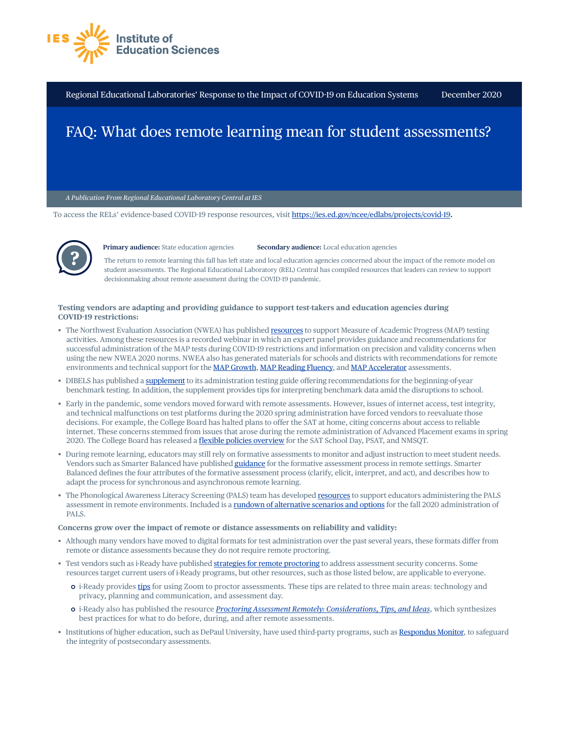Institute of Education Sciences

Regional Educational Laboratories' Response to the Impact of COVID-19 on Education Systems — December 2020

# FAQ: What does remote learning mean for student assessments?

*A Publication From Regional Educational Laboratory Central at IES*

To access the RELs' evidence-based COVID-19 response resources, visit https://ies.ed.gov/ncee/edlabs/projects/covid-19.

**Primary audience:** State education agencies **Secondary audience:** Local education agencies

The return to remote learning this fall has left state and local education agencies concerned about the impact of the remote model on student assessments. The Regional Educational Laboratory (REL) Central has compiled resources that leaders can review to support decisionmaking about remote assessment during the COVID-19 pandemic.

**Testing vendors are adapting and providing guidance to support test-takers and education agencies during COVID-19 restrictions:**

- The Northwest Evaluation Association (NWEA) has published resources to support Measure of Academic Progress (MAP) testing activities. Among these resources is a recorded webinar in which an expert panel provides guidance and recommendations for successful administration of the MAP tests during COVID-19 restrictions and information on precision and validity concerns when using the new NWEA 2020 norms. NWEA also has generated materials for schools and districts with recommendations for remote environments and technical support for the MAP Growth, MAP Reading Fluency, and MAP Accelerator assessments.
- DIBELS has published a supplement to its administration testing guide offering recommendations for the beginning-of-year benchmark testing. In addition, the supplement provides tips for interpreting benchmark data amid the disruptions to school.
- Early in the pandemic, some vendors moved forward with remote assessments. However, issues of internet access, test integrity, and technical malfunctions on test platforms during the 2020 spring administration have forced vendors to reevaluate those decisions. For example, the College Board has halted plans to offer the SAT at home, citing concerns about access to reliable internet. These concerns stemmed from issues that arose during the remote administration of Advanced Placement exams in spring 2020. The College Board has released a flexible policies overview for the SAT School Day, PSAT, and NMSQT.
- During remote learning, educators may still rely on formative assessments to monitor and adjust instruction to meet student needs. Vendors such as Smarter Balanced have published guidance for the formative assessment process in remote settings. Smarter Balanced defines the four attributes of the formative assessment process (clarify, elicit, interpret, and act), and describes how to adapt the process for synchronous and asynchronous remote learning.
- The Phonological Awareness Literacy Screening (PALS) team has developed resources to support educators administering the PALS assessment in remote environments. Included is a rundown of alternative scenarios and options for the fall 2020 administration of PALS.

**Concerns grow over the impact of remote or distance assessments on reliability and validity:**

- Although many vendors have moved to digital formats for test administration over the past several years, these formats differ from remote or distance assessments because they do not require remote proctoring.
- Test vendors such as i-Ready have published strategies for remote proctoring to address assessment security concerns. Some resources target current users of i-Ready programs, but other resources, such as those listed below, are applicable to everyone.
  - i-Ready provides tips for using Zoom to proctor assessments. These tips are related to three main areas: technology and privacy, planning and communication, and assessment day.
  - i-Ready also has published the resource *Proctoring Assessment Remotely: Considerations, Tips, and Ideas*, which synthesizes best practices for what to do before, during, and after remote assessments.
- Institutions of higher education, such as DePaul University, have used third-party programs, such as Respondus Monitor, to safeguard the integrity of postsecondary assessments.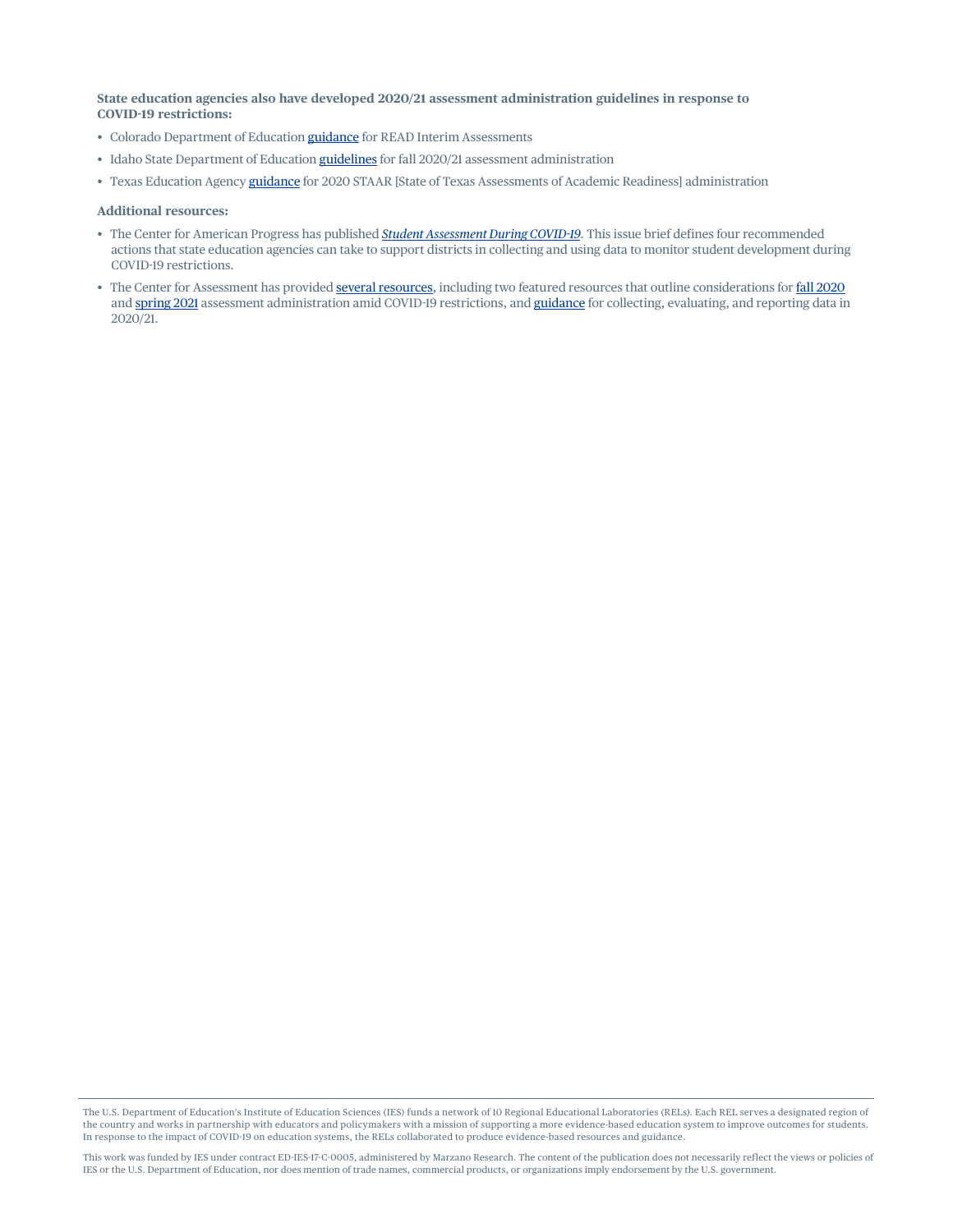**State education agencies also have developed 2020/21 assessment administration guidelines in response to COVID-19 restrictions:**

- Colorado Department of Education guidance for READ Interim Assessments
- Idaho State Department of Education guidelines for fall 2020/21 assessment administration
- Texas Education Agency guidance for 2020 STAAR [State of Texas Assessments of Academic Readiness] administration

**Additional resources:**

- The Center for American Progress has published *Student Assessment During COVID-19*. This issue brief defines four recommended actions that state education agencies can take to support districts in collecting and using data to monitor student development during COVID-19 restrictions.
- The Center for Assessment has provided several resources, including two featured resources that outline considerations for fall 2020 and spring 2021 assessment administration amid COVID-19 restrictions, and guidance for collecting, evaluating, and reporting data in 2020/21.

The U.S. Department of Education's Institute of Education Sciences (IES) funds a network of 10 Regional Educational Laboratories (RELs). Each REL serves a designated region of the country and works in partnership with educators and policymakers with a mission of supporting a more evidence-based education system to improve outcomes for students. In response to the impact of COVID-19 on education systems, the RELs collaborated to produce evidence-based resources and guidance.

This work was funded by IES under contract ED-IES-17-C-0005, administered by Marzano Research. The content of the publication does not necessarily reflect the views or policies of IES or the U.S. Department of Education, nor does mention of trade names, commercial products, or organizations imply endorsement by the U.S. government.